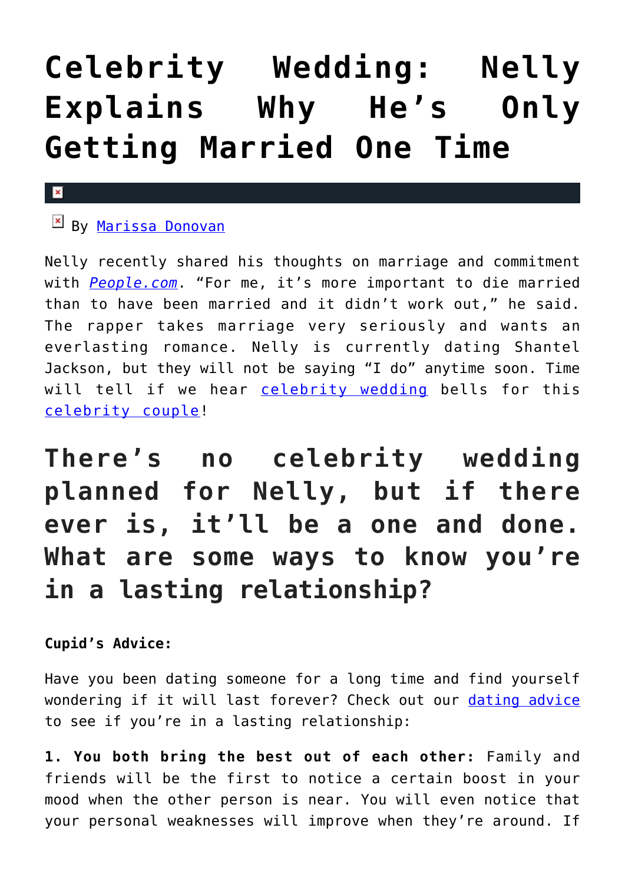# Celebrity Wedding: Nelly Explains Why He's Only Getting Married One Time

By [Marissa Donovan]

Nelly recently shared his thoughts on marriage and commitment with *People.com*. "For me, it's more important to die married than to have been married and it didn't work out," he said. The rapper takes marriage very seriously and wants an everlasting romance. Nelly is currently dating Shantel Jackson, but they will not be saying "I do" anytime soon. Time will tell if we hear celebrity wedding bells for this celebrity couple!

## There's no celebrity wedding planned for Nelly, but if there ever is, it'll be a one and done. What are some ways to know you're in a lasting relationship?

**Cupid's Advice:**

Have you been dating someone for a long time and find yourself wondering if it will last forever? Check out our dating advice to see if you're in a lasting relationship:

**1. You both bring the best out of each other:** Family and friends will be the first to notice a certain boost in your mood when the other person is near. You will even notice that your personal weaknesses will improve when they're around. If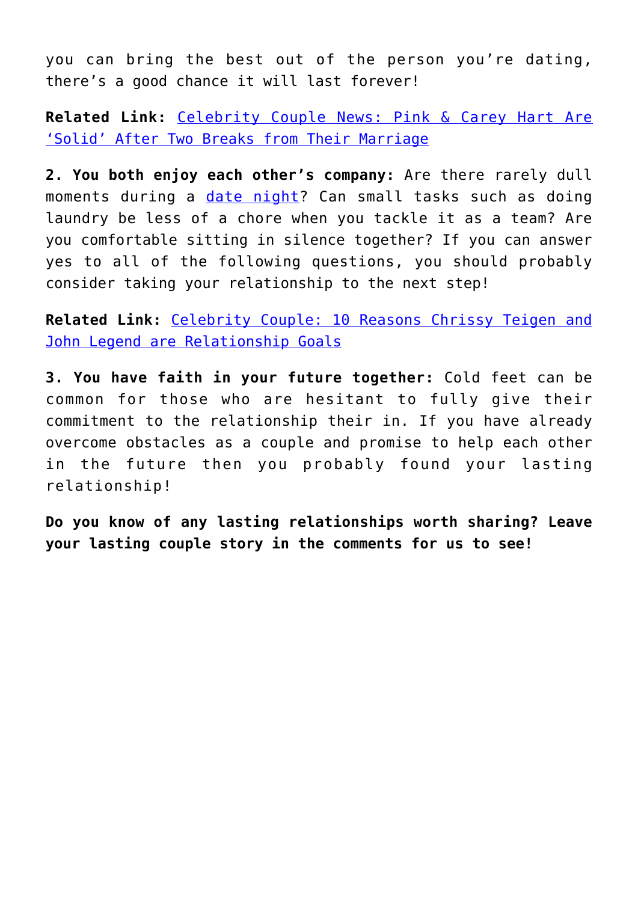you can bring the best out of the person you're dating, there's a good chance it will last forever!

**Related Link:** Celebrity Couple News: Pink & Carey Hart Are 'Solid' After Two Breaks from Their Marriage

**2. You both enjoy each other's company:** Are there rarely dull moments during a date night? Can small tasks such as doing laundry be less of a chore when you tackle it as a team? Are you comfortable sitting in silence together? If you can answer yes to all of the following questions, you should probably consider taking your relationship to the next step!

**Related Link:** Celebrity Couple: 10 Reasons Chrissy Teigen and John Legend are Relationship Goals

**3. You have faith in your future together:** Cold feet can be common for those who are hesitant to fully give their commitment to the relationship their in. If you have already overcome obstacles as a couple and promise to help each other in the future then you probably found your lasting relationship!

**Do you know of any lasting relationships worth sharing? Leave your lasting couple story in the comments for us to see!**